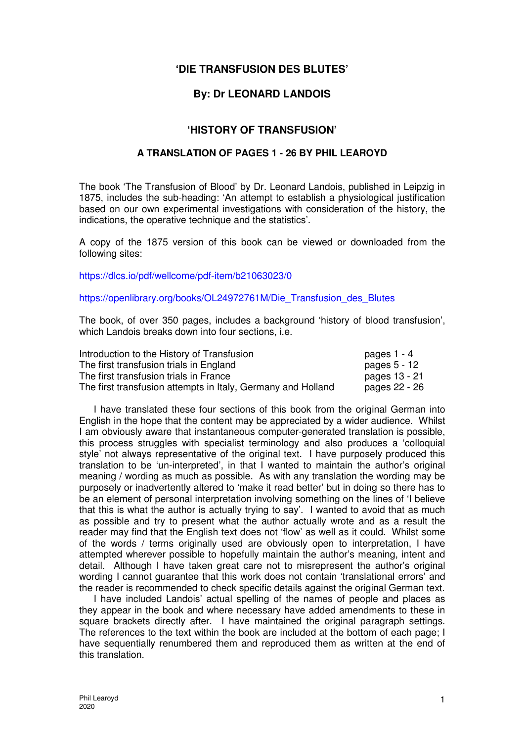# 'DIE TRANSFUSION DES BLUTES'

## By: Dr LEONARD LANDOIS

## 'HISTORY OF TRANSFUSION'

### A TRANSLATION OF PAGES 1 - 26 BY PHIL LEAROYD

The book 'The Transfusion of Blood' by Dr. Leonard Landois, published in Leipzig in 1875, includes the sub-heading: 'An attempt to establish a physiological justification based on our own experimental investigations with consideration of the history, the indications, the operative technique and the statistics'.

A copy of the 1875 version of this book can be viewed or downloaded from the following sites:

https://dlcs.io/pdf/wellcome/pdf-item/b21063023/0

https://openlibrary.org/books/OL24972761M/Die_Transfusion_des_Blutes

The book, of over 350 pages, includes a background 'history of blood transfusion', which Landois breaks down into four sections, i.e.

| | |
|---|---|
| Introduction to the History of Transfusion | pages 1 - 4 |
| The first transfusion trials in England | pages 5 - 12 |
| The first transfusion trials in France | pages 13 - 21 |
| The first transfusion attempts in Italy, Germany and Holland | pages 22 - 26 |

I have translated these four sections of this book from the original German into English in the hope that the content may be appreciated by a wider audience. Whilst I am obviously aware that instantaneous computer-generated translation is possible, this process struggles with specialist terminology and also produces a 'colloquial style' not always representative of the original text. I have purposely produced this translation to be 'un-interpreted', in that I wanted to maintain the author's original meaning / wording as much as possible. As with any translation the wording may be purposely or inadvertently altered to 'make it read better' but in doing so there has to be an element of personal interpretation involving something on the lines of 'I believe that this is what the author is actually trying to say'. I wanted to avoid that as much as possible and try to present what the author actually wrote and as a result the reader may find that the English text does not 'flow' as well as it could. Whilst some of the words / terms originally used are obviously open to interpretation, I have attempted wherever possible to hopefully maintain the author's meaning, intent and detail. Although I have taken great care not to misrepresent the author's original wording I cannot guarantee that this work does not contain 'translational errors' and the reader is recommended to check specific details against the original German text.

I have included Landois' actual spelling of the names of people and places as they appear in the book and where necessary have added amendments to these in square brackets directly after. I have maintained the original paragraph settings. The references to the text within the book are included at the bottom of each page; I have sequentially renumbered them and reproduced them as written at the end of this translation.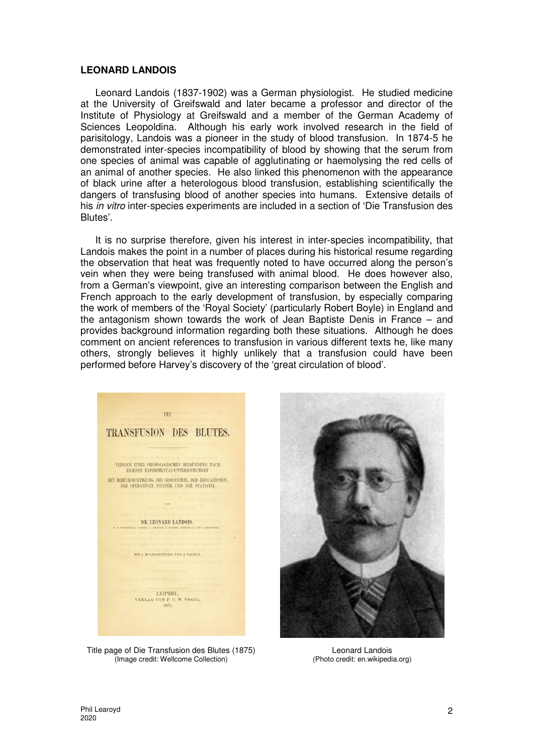## LEONARD LANDOIS

Leonard Landois (1837-1902) was a German physiologist. He studied medicine at the University of Greifswald and later became a professor and director of the Institute of Physiology at Greifswald and a member of the German Academy of Sciences Leopoldina. Although his early work involved research in the field of parisitology, Landois was a pioneer in the study of blood transfusion. In 1874-5 he demonstrated inter-species incompatibility of blood by showing that the serum from one species of animal was capable of agglutinating or haemolysing the red cells of an animal of another species. He also linked this phenomenon with the appearance of black urine after a heterologous blood transfusion, establishing scientifically the dangers of transfusing blood of another species into humans. Extensive details of his *in vitro* inter-species experiments are included in a section of 'Die Transfusion des Blutes'.

It is no surprise therefore, given his interest in inter-species incompatibility, that Landois makes the point in a number of places during his historical resume regarding the observation that heat was frequently noted to have occurred along the person's vein when they were being transfused with animal blood. He does however also, from a German's viewpoint, give an interesting comparison between the English and French approach to the early development of transfusion, by especially comparing the work of members of the 'Royal Society' (particularly Robert Boyle) in England and the antagonism shown towards the work of Jean Baptiste Denis in France – and provides background information regarding both these situations. Although he does comment on ancient references to transfusion in various different texts he, like many others, strongly believes it highly unlikely that a transfusion could have been performed before Harvey's discovery of the 'great circulation of blood'.

Title page of Die Transfusion des Blutes (1875)
(Image credit: Wellcome Collection)

Leonard Landois
(Photo credit: en.wikipedia.org)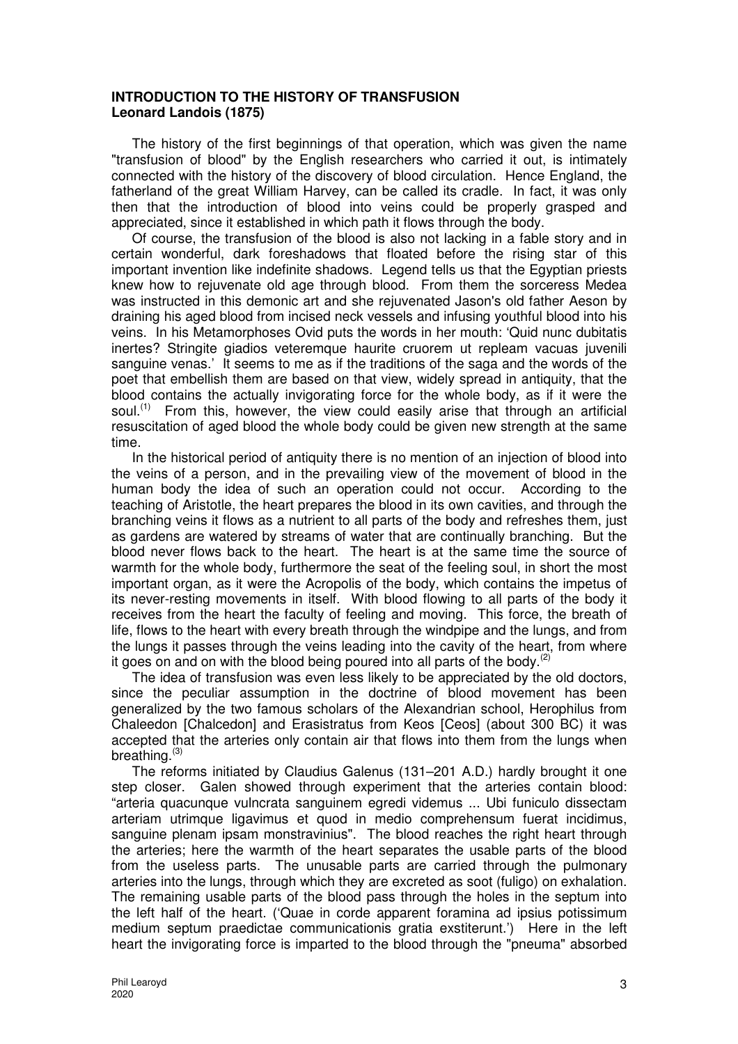**INTRODUCTION TO THE HISTORY OF TRANSFUSION**
**Leonard Landois (1875)**

The history of the first beginnings of that operation, which was given the name "transfusion of blood" by the English researchers who carried it out, is intimately connected with the history of the discovery of blood circulation. Hence England, the fatherland of the great William Harvey, can be called its cradle. In fact, it was only then that the introduction of blood into veins could be properly grasped and appreciated, since it established in which path it flows through the body.

Of course, the transfusion of the blood is also not lacking in a fable story and in certain wonderful, dark foreshadows that floated before the rising star of this important invention like indefinite shadows. Legend tells us that the Egyptian priests knew how to rejuvenate old age through blood. From them the sorceress Medea was instructed in this demonic art and she rejuvenated Jason's old father Aeson by draining his aged blood from incised neck vessels and infusing youthful blood into his veins. In his Metamorphoses Ovid puts the words in her mouth: 'Quid nunc dubitatis inertes? Stringite giadios veteremque haurite cruorem ut repleam vacuas juvenili sanguine venas.' It seems to me as if the traditions of the saga and the words of the poet that embellish them are based on that view, widely spread in antiquity, that the blood contains the actually invigorating force for the whole body, as if it were the soul.(1) From this, however, the view could easily arise that through an artificial resuscitation of aged blood the whole body could be given new strength at the same time.

In the historical period of antiquity there is no mention of an injection of blood into the veins of a person, and in the prevailing view of the movement of blood in the human body the idea of such an operation could not occur. According to the teaching of Aristotle, the heart prepares the blood in its own cavities, and through the branching veins it flows as a nutrient to all parts of the body and refreshes them, just as gardens are watered by streams of water that are continually branching. But the blood never flows back to the heart. The heart is at the same time the source of warmth for the whole body, furthermore the seat of the feeling soul, in short the most important organ, as it were the Acropolis of the body, which contains the impetus of its never-resting movements in itself. With blood flowing to all parts of the body it receives from the heart the faculty of feeling and moving. This force, the breath of life, flows to the heart with every breath through the windpipe and the lungs, and from the lungs it passes through the veins leading into the cavity of the heart, from where it goes on and on with the blood being poured into all parts of the body.(2)

The idea of transfusion was even less likely to be appreciated by the old doctors, since the peculiar assumption in the doctrine of blood movement has been generalized by the two famous scholars of the Alexandrian school, Herophilus from Chaleedon [Chalcedon] and Erasistratus from Keos [Ceos] (about 300 BC) it was accepted that the arteries only contain air that flows into them from the lungs when breathing.(3)

The reforms initiated by Claudius Galenus (131–201 A.D.) hardly brought it one step closer. Galen showed through experiment that the arteries contain blood: "arteria quacunque vulncrata sanguinem egredi videmus ... Ubi funiculo dissectam arteriam utrimque ligavimus et quod in medio comprehensum fuerat incidimus, sanguine plenam ipsam monstravinius". The blood reaches the right heart through the arteries; here the warmth of the heart separates the usable parts of the blood from the useless parts. The unusable parts are carried through the pulmonary arteries into the lungs, through which they are excreted as soot (fuligo) on exhalation. The remaining usable parts of the blood pass through the holes in the septum into the left half of the heart. ('Quae in corde apparent foramina ad ipsius potissimum medium septum praedictae communicationis gratia exstiterunt.') Here in the left heart the invigorating force is imparted to the blood through the "pneuma" absorbed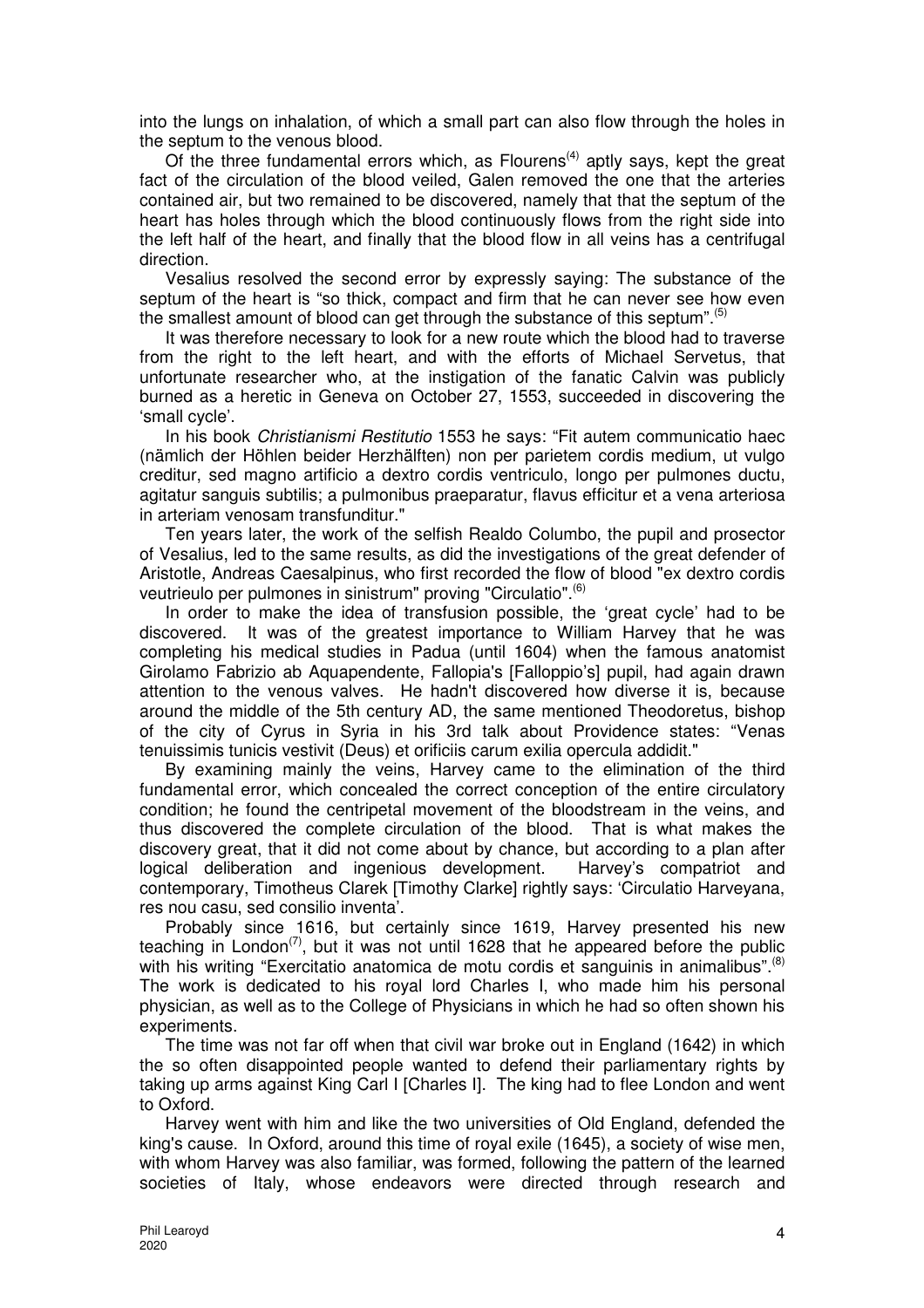into the lungs on inhalation, of which a small part can also flow through the holes in the septum to the venous blood.

Of the three fundamental errors which, as Flourens[4] aptly says, kept the great fact of the circulation of the blood veiled, Galen removed the one that the arteries contained air, but two remained to be discovered, namely that that the septum of the heart has holes through which the blood continuously flows from the right side into the left half of the heart, and finally that the blood flow in all veins has a centrifugal direction.

Vesalius resolved the second error by expressly saying: The substance of the septum of the heart is "so thick, compact and firm that he can never see how even the smallest amount of blood can get through the substance of this septum".[5]

It was therefore necessary to look for a new route which the blood had to traverse from the right to the left heart, and with the efforts of Michael Servetus, that unfortunate researcher who, at the instigation of the fanatic Calvin was publicly burned as a heretic in Geneva on October 27, 1553, succeeded in discovering the 'small cycle'.

In his book *Christianismi Restitutio* 1553 he says: "Fit autem communicatio haec (nämlich der Höhlen beider Herzhälften) non per parietem cordis medium, ut vulgo creditur, sed magno artificio a dextro cordis ventriculo, longo per pulmones ductu, agitatur sanguis subtilis; a pulmonibus praeparatur, flavus efficitur et a vena arteriosa in arteriam venosam transfunditur."

Ten years later, the work of the selfish Realdo Columbo, the pupil and prosector of Vesalius, led to the same results, as did the investigations of the great defender of Aristotle, Andreas Caesalpinus, who first recorded the flow of blood "ex dextro cordis veutrieulo per pulmones in sinistrum" proving "Circulatio".[6]

In order to make the idea of transfusion possible, the 'great cycle' had to be discovered. It was of the greatest importance to William Harvey that he was completing his medical studies in Padua (until 1604) when the famous anatomist Girolamo Fabrizio ab Aquapendente, Fallopia's [Falloppio's] pupil, had again drawn attention to the venous valves. He hadn't discovered how diverse it is, because around the middle of the 5th century AD, the same mentioned Theodoretus, bishop of the city of Cyrus in Syria in his 3rd talk about Providence states: "Venas tenuissimis tunicis vestivit (Deus) et orificiis carum exilia opercula addidit."

By examining mainly the veins, Harvey came to the elimination of the third fundamental error, which concealed the correct conception of the entire circulatory condition; he found the centripetal movement of the bloodstream in the veins, and thus discovered the complete circulation of the blood. That is what makes the discovery great, that it did not come about by chance, but according to a plan after logical deliberation and ingenious development. Harvey's compatriot and contemporary, Timotheus Clarek [Timothy Clarke] rightly says: 'Circulatio Harveyana, res nou casu, sed consilio inventa'.

Probably since 1616, but certainly since 1619, Harvey presented his new teaching in London[7], but it was not until 1628 that he appeared before the public with his writing "Exercitatio anatomica de motu cordis et sanguinis in animalibus".[8] The work is dedicated to his royal lord Charles I, who made him his personal physician, as well as to the College of Physicians in which he had so often shown his experiments.

The time was not far off when that civil war broke out in England (1642) in which the so often disappointed people wanted to defend their parliamentary rights by taking up arms against King Carl I [Charles I]. The king had to flee London and went to Oxford.

Harvey went with him and like the two universities of Old England, defended the king's cause. In Oxford, around this time of royal exile (1645), a society of wise men, with whom Harvey was also familiar, was formed, following the pattern of the learned societies of Italy, whose endeavors were directed through research and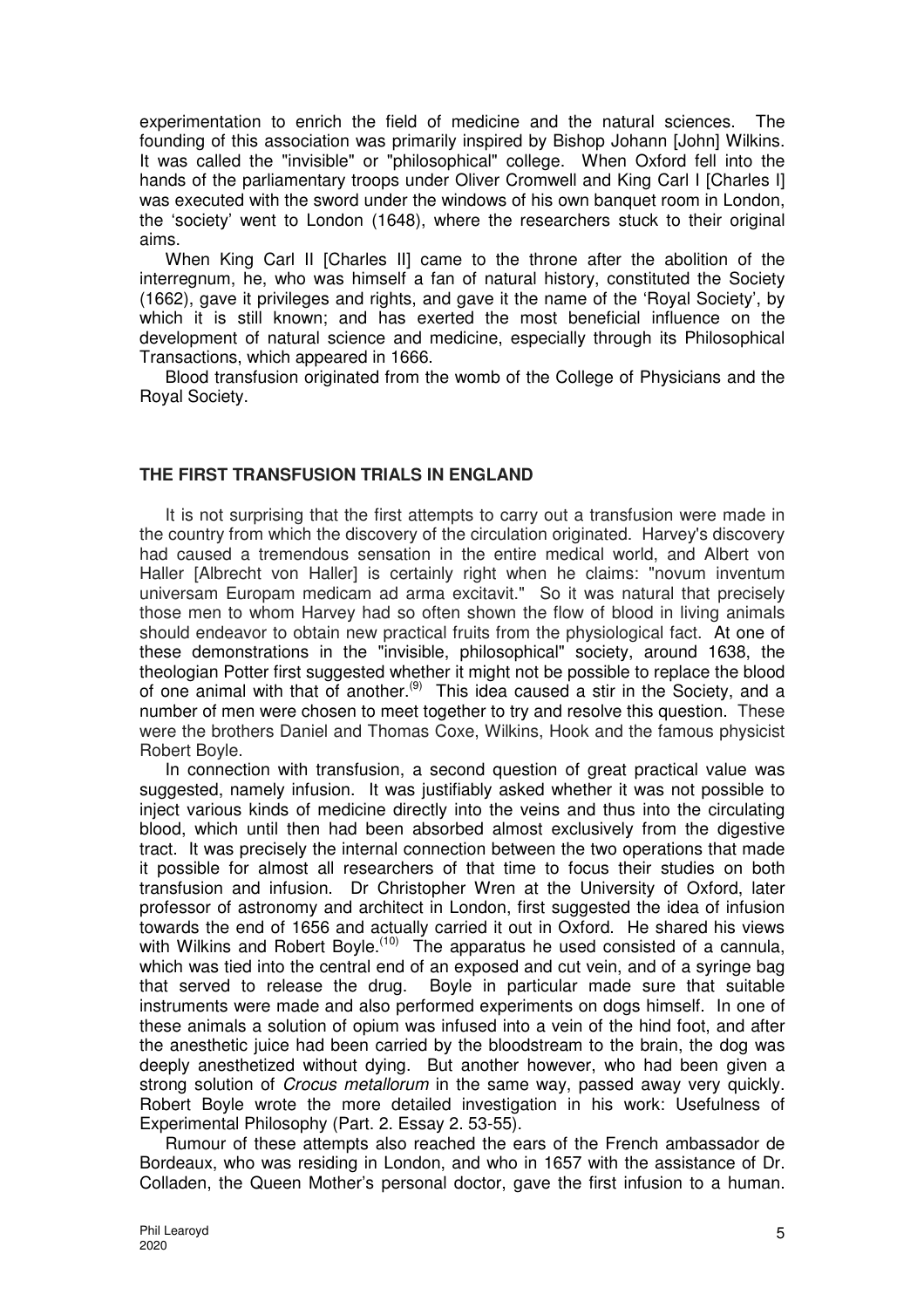experimentation to enrich the field of medicine and the natural sciences. The founding of this association was primarily inspired by Bishop Johann [John] Wilkins. It was called the "invisible" or "philosophical" college. When Oxford fell into the hands of the parliamentary troops under Oliver Cromwell and King Carl I [Charles I] was executed with the sword under the windows of his own banquet room in London, the 'society' went to London (1648), where the researchers stuck to their original aims.

When King Carl II [Charles II] came to the throne after the abolition of the interregnum, he, who was himself a fan of natural history, constituted the Society (1662), gave it privileges and rights, and gave it the name of the 'Royal Society', by which it is still known; and has exerted the most beneficial influence on the development of natural science and medicine, especially through its Philosophical Transactions, which appeared in 1666.

Blood transfusion originated from the womb of the College of Physicians and the Royal Society.

## THE FIRST TRANSFUSION TRIALS IN ENGLAND

It is not surprising that the first attempts to carry out a transfusion were made in the country from which the discovery of the circulation originated. Harvey's discovery had caused a tremendous sensation in the entire medical world, and Albert von Haller [Albrecht von Haller] is certainly right when he claims: "novum inventum universam Europam medicam ad arma excitavit." So it was natural that precisely those men to whom Harvey had so often shown the flow of blood in living animals should endeavor to obtain new practical fruits from the physiological fact. At one of these demonstrations in the "invisible, philosophical" society, around 1638, the theologian Potter first suggested whether it might not be possible to replace the blood of one animal with that of another.[9] This idea caused a stir in the Society, and a number of men were chosen to meet together to try and resolve this question. These were the brothers Daniel and Thomas Coxe, Wilkins, Hook and the famous physicist Robert Boyle.

In connection with transfusion, a second question of great practical value was suggested, namely infusion. It was justifiably asked whether it was not possible to inject various kinds of medicine directly into the veins and thus into the circulating blood, which until then had been absorbed almost exclusively from the digestive tract. It was precisely the internal connection between the two operations that made it possible for almost all researchers of that time to focus their studies on both transfusion and infusion. Dr Christopher Wren at the University of Oxford, later professor of astronomy and architect in London, first suggested the idea of infusion towards the end of 1656 and actually carried it out in Oxford. He shared his views with Wilkins and Robert Boyle.[10] The apparatus he used consisted of a cannula, which was tied into the central end of an exposed and cut vein, and of a syringe bag that served to release the drug. Boyle in particular made sure that suitable instruments were made and also performed experiments on dogs himself. In one of these animals a solution of opium was infused into a vein of the hind foot, and after the anesthetic juice had been carried by the bloodstream to the brain, the dog was deeply anesthetized without dying. But another however, who had been given a strong solution of *Crocus metallorum* in the same way, passed away very quickly. Robert Boyle wrote the more detailed investigation in his work: Usefulness of Experimental Philosophy (Part. 2. Essay 2. 53-55).

Rumour of these attempts also reached the ears of the French ambassador de Bordeaux, who was residing in London, and who in 1657 with the assistance of Dr. Colladen, the Queen Mother's personal doctor, gave the first infusion to a human.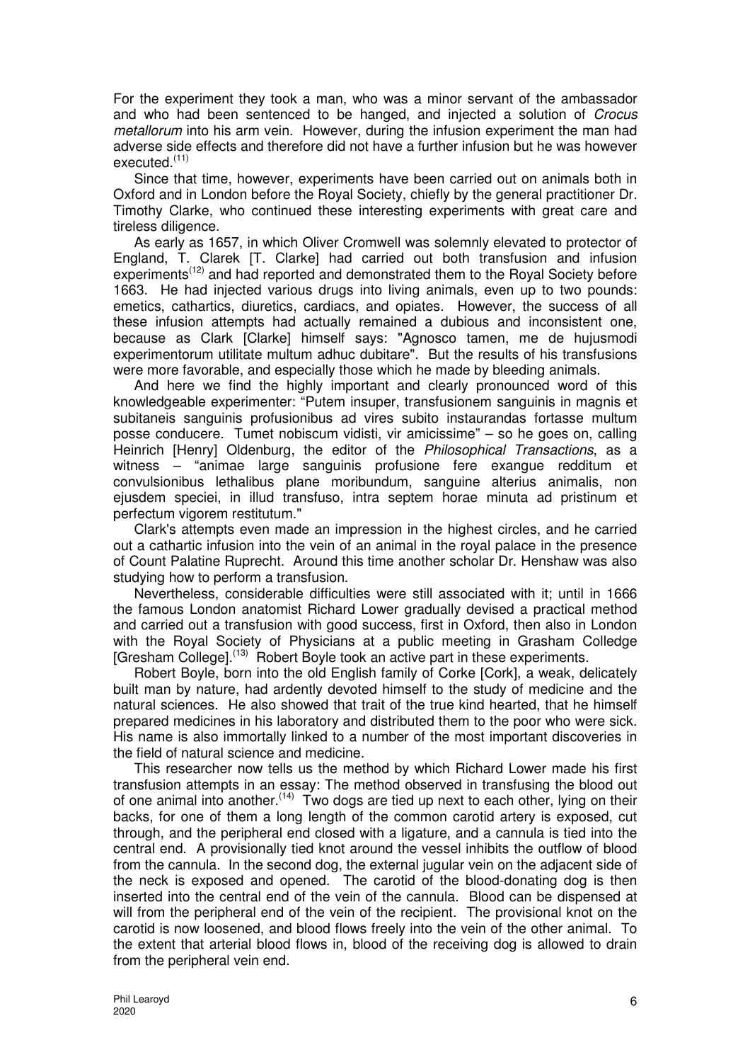For the experiment they took a man, who was a minor servant of the ambassador and who had been sentenced to be hanged, and injected a solution of *Crocus metallorum* into his arm vein. However, during the infusion experiment the man had adverse side effects and therefore did not have a further infusion but he was however executed.[11]

Since that time, however, experiments have been carried out on animals both in Oxford and in London before the Royal Society, chiefly by the general practitioner Dr. Timothy Clarke, who continued these interesting experiments with great care and tireless diligence.

As early as 1657, in which Oliver Cromwell was solemnly elevated to protector of England, T. Clarek [T. Clarke] had carried out both transfusion and infusion experiments[12] and had reported and demonstrated them to the Royal Society before 1663. He had injected various drugs into living animals, even up to two pounds: emetics, cathartics, diuretics, cardiacs, and opiates. However, the success of all these infusion attempts had actually remained a dubious and inconsistent one, because as Clark [Clarke] himself says: "Agnosco tamen, me de hujusmodi experimentorum utilitate multum adhuc dubitare". But the results of his transfusions were more favorable, and especially those which he made by bleeding animals.

And here we find the highly important and clearly pronounced word of this knowledgeable experimenter: "Putem insuper, transfusionem sanguinis in magnis et subitaneis sanguinis profusionibus ad vires subito instaurandas fortasse multum posse conducere. Tumet nobiscum vidisti, vir amicissime" – so he goes on, calling Heinrich [Henry] Oldenburg, the editor of the *Philosophical Transactions*, as a witness – "animae large sanguinis profusione fere exangue redditum et convulsionibus lethalibus plane moribundum, sanguine alterius animalis, non ejusdem speciei, in illud transfuso, intra septem horae minuta ad pristinum et perfectum vigorem restitutum."

Clark's attempts even made an impression in the highest circles, and he carried out a cathartic infusion into the vein of an animal in the royal palace in the presence of Count Palatine Ruprecht. Around this time another scholar Dr. Henshaw was also studying how to perform a transfusion.

Nevertheless, considerable difficulties were still associated with it; until in 1666 the famous London anatomist Richard Lower gradually devised a practical method and carried out a transfusion with good success, first in Oxford, then also in London with the Royal Society of Physicians at a public meeting in Grasham Colledge [Gresham College].[13] Robert Boyle took an active part in these experiments.

Robert Boyle, born into the old English family of Corke [Cork], a weak, delicately built man by nature, had ardently devoted himself to the study of medicine and the natural sciences. He also showed that trait of the true kind hearted, that he himself prepared medicines in his laboratory and distributed them to the poor who were sick. His name is also immortally linked to a number of the most important discoveries in the field of natural science and medicine.

This researcher now tells us the method by which Richard Lower made his first transfusion attempts in an essay: The method observed in transfusing the blood out of one animal into another.[14] Two dogs are tied up next to each other, lying on their backs, for one of them a long length of the common carotid artery is exposed, cut through, and the peripheral end closed with a ligature, and a cannula is tied into the central end. A provisionally tied knot around the vessel inhibits the outflow of blood from the cannula. In the second dog, the external jugular vein on the adjacent side of the neck is exposed and opened. The carotid of the blood-donating dog is then inserted into the central end of the vein of the cannula. Blood can be dispensed at will from the peripheral end of the vein of the recipient. The provisional knot on the carotid is now loosened, and blood flows freely into the vein of the other animal. To the extent that arterial blood flows in, blood of the receiving dog is allowed to drain from the peripheral vein end.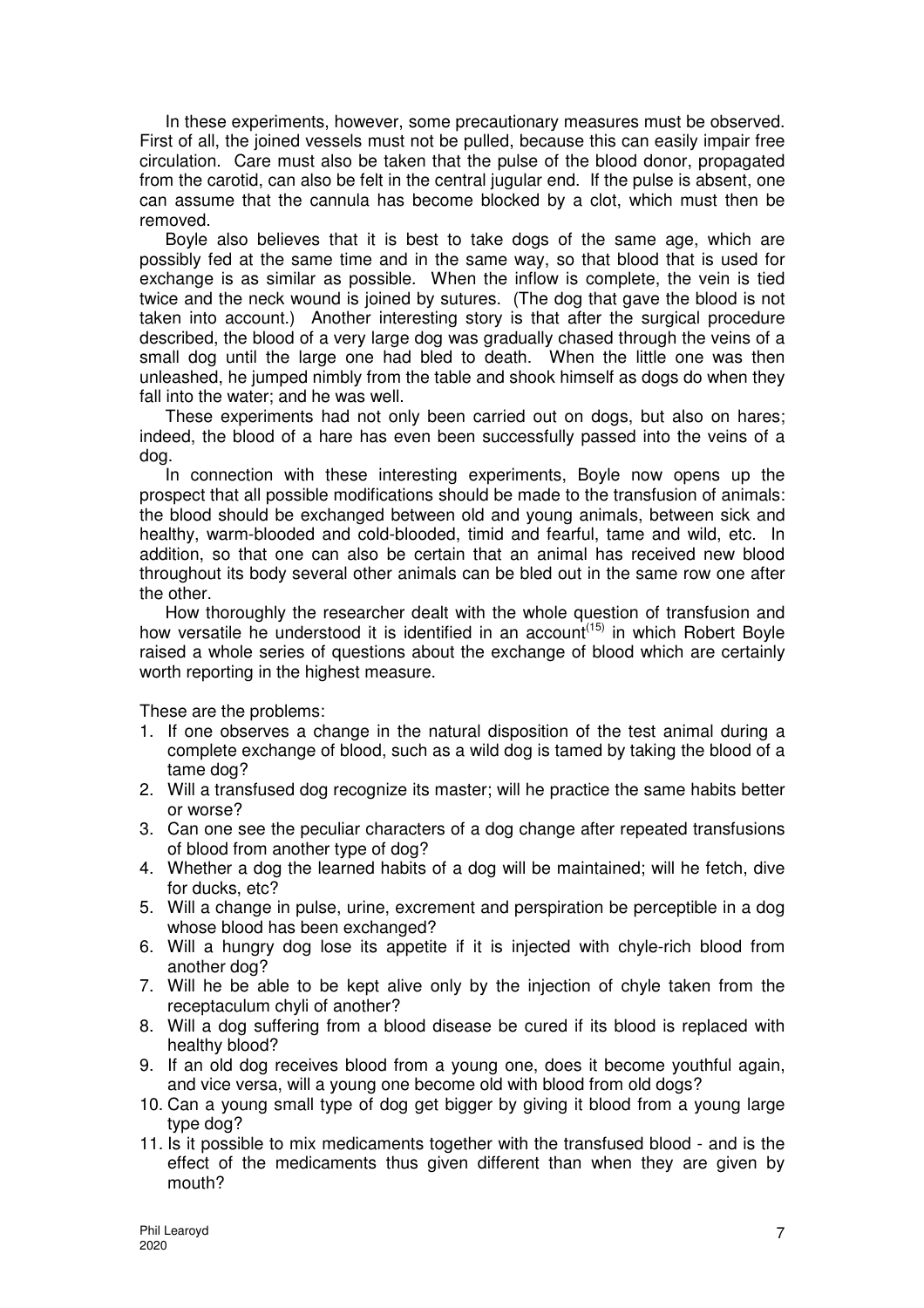In these experiments, however, some precautionary measures must be observed. First of all, the joined vessels must not be pulled, because this can easily impair free circulation. Care must also be taken that the pulse of the blood donor, propagated from the carotid, can also be felt in the central jugular end. If the pulse is absent, one can assume that the cannula has become blocked by a clot, which must then be removed.

Boyle also believes that it is best to take dogs of the same age, which are possibly fed at the same time and in the same way, so that blood that is used for exchange is as similar as possible. When the inflow is complete, the vein is tied twice and the neck wound is joined by sutures. (The dog that gave the blood is not taken into account.) Another interesting story is that after the surgical procedure described, the blood of a very large dog was gradually chased through the veins of a small dog until the large one had bled to death. When the little one was then unleashed, he jumped nimbly from the table and shook himself as dogs do when they fall into the water; and he was well.

These experiments had not only been carried out on dogs, but also on hares; indeed, the blood of a hare has even been successfully passed into the veins of a dog.

In connection with these interesting experiments, Boyle now opens up the prospect that all possible modifications should be made to the transfusion of animals: the blood should be exchanged between old and young animals, between sick and healthy, warm-blooded and cold-blooded, timid and fearful, tame and wild, etc. In addition, so that one can also be certain that an animal has received new blood throughout its body several other animals can be bled out in the same row one after the other.

How thoroughly the researcher dealt with the whole question of transfusion and how versatile he understood it is identified in an account[15] in which Robert Boyle raised a whole series of questions about the exchange of blood which are certainly worth reporting in the highest measure.

These are the problems:

1. If one observes a change in the natural disposition of the test animal during a complete exchange of blood, such as a wild dog is tamed by taking the blood of a tame dog?
2. Will a transfused dog recognize its master; will he practice the same habits better or worse?
3. Can one see the peculiar characters of a dog change after repeated transfusions of blood from another type of dog?
4. Whether a dog the learned habits of a dog will be maintained; will he fetch, dive for ducks, etc?
5. Will a change in pulse, urine, excrement and perspiration be perceptible in a dog whose blood has been exchanged?
6. Will a hungry dog lose its appetite if it is injected with chyle-rich blood from another dog?
7. Will he be able to be kept alive only by the injection of chyle taken from the receptaculum chyli of another?
8. Will a dog suffering from a blood disease be cured if its blood is replaced with healthy blood?
9. If an old dog receives blood from a young one, does it become youthful again, and vice versa, will a young one become old with blood from old dogs?
10. Can a young small type of dog get bigger by giving it blood from a young large type dog?
11. Is it possible to mix medicaments together with the transfused blood - and is the effect of the medicaments thus given different than when they are given by mouth?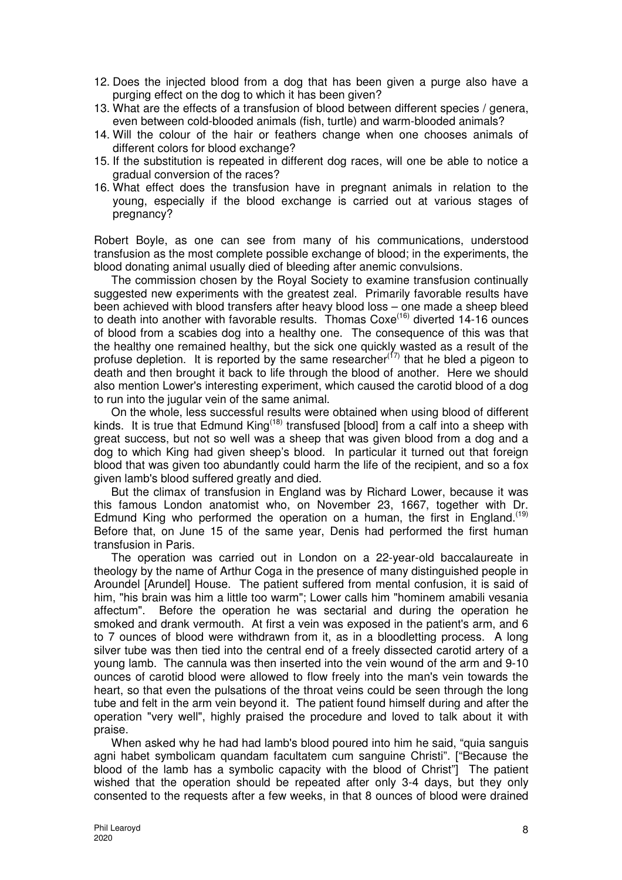12. Does the injected blood from a dog that has been given a purge also have a purging effect on the dog to which it has been given?
13. What are the effects of a transfusion of blood between different species / genera, even between cold-blooded animals (fish, turtle) and warm-blooded animals?
14. Will the colour of the hair or feathers change when one chooses animals of different colors for blood exchange?
15. If the substitution is repeated in different dog races, will one be able to notice a gradual conversion of the races?
16. What effect does the transfusion have in pregnant animals in relation to the young, especially if the blood exchange is carried out at various stages of pregnancy?

Robert Boyle, as one can see from many of his communications, understood transfusion as the most complete possible exchange of blood; in the experiments, the blood donating animal usually died of bleeding after anemic convulsions.

The commission chosen by the Royal Society to examine transfusion continually suggested new experiments with the greatest zeal. Primarily favorable results have been achieved with blood transfers after heavy blood loss – one made a sheep bleed to death into another with favorable results. Thomas Coxe[16] diverted 14-16 ounces of blood from a scabies dog into a healthy one. The consequence of this was that the healthy one remained healthy, but the sick one quickly wasted as a result of the profuse depletion. It is reported by the same researcher[17] that he bled a pigeon to death and then brought it back to life through the blood of another. Here we should also mention Lower's interesting experiment, which caused the carotid blood of a dog to run into the jugular vein of the same animal.

On the whole, less successful results were obtained when using blood of different kinds. It is true that Edmund King[18] transfused [blood] from a calf into a sheep with great success, but not so well was a sheep that was given blood from a dog and a dog to which King had given sheep's blood. In particular it turned out that foreign blood that was given too abundantly could harm the life of the recipient, and so a fox given lamb's blood suffered greatly and died.

But the climax of transfusion in England was by Richard Lower, because it was this famous London anatomist who, on November 23, 1667, together with Dr. Edmund King who performed the operation on a human, the first in England.[19] Before that, on June 15 of the same year, Denis had performed the first human transfusion in Paris.

The operation was carried out in London on a 22-year-old baccalaureate in theology by the name of Arthur Coga in the presence of many distinguished people in Aroundel [Arundel] House. The patient suffered from mental confusion, it is said of him, "his brain was him a little too warm"; Lower calls him "hominem amabili vesania affectum". Before the operation he was sectarial and during the operation he smoked and drank vermouth. At first a vein was exposed in the patient's arm, and 6 to 7 ounces of blood were withdrawn from it, as in a bloodletting process. A long silver tube was then tied into the central end of a freely dissected carotid artery of a young lamb. The cannula was then inserted into the vein wound of the arm and 9-10 ounces of carotid blood were allowed to flow freely into the man's vein towards the heart, so that even the pulsations of the throat veins could be seen through the long tube and felt in the arm vein beyond it. The patient found himself during and after the operation "very well", highly praised the procedure and loved to talk about it with praise.

When asked why he had had lamb's blood poured into him he said, "quia sanguis agni habet symbolicam quandam facultatem cum sanguine Christi". ["Because the blood of the lamb has a symbolic capacity with the blood of Christ"] The patient wished that the operation should be repeated after only 3-4 days, but they only consented to the requests after a few weeks, in that 8 ounces of blood were drained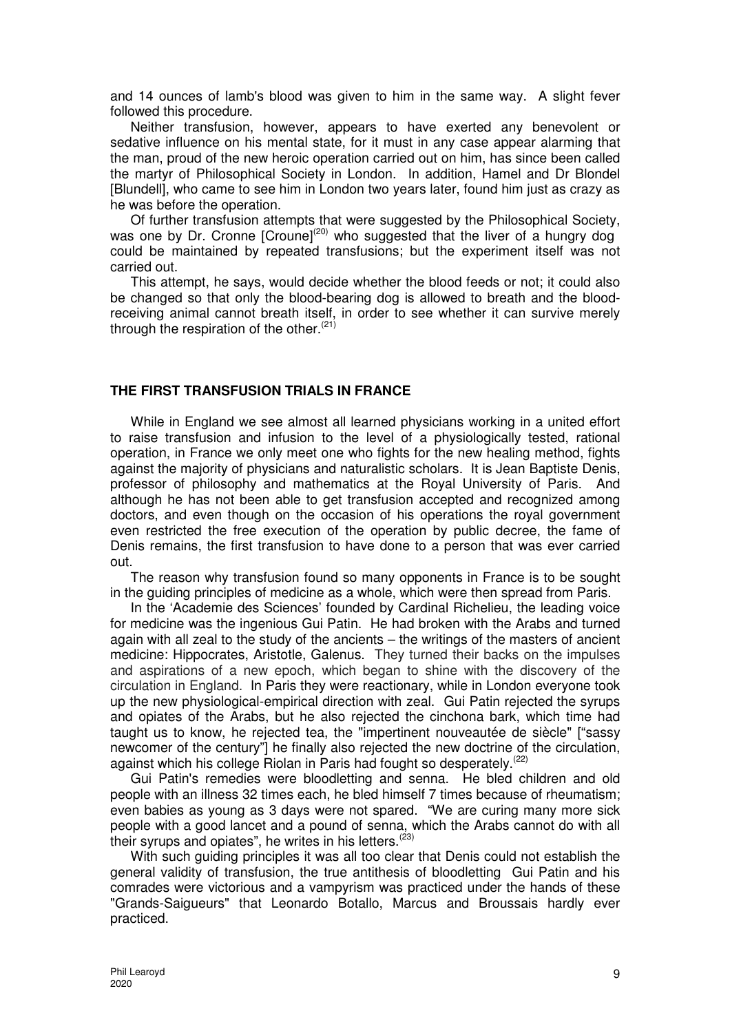and 14 ounces of lamb's blood was given to him in the same way. A slight fever followed this procedure.

Neither transfusion, however, appears to have exerted any benevolent or sedative influence on his mental state, for it must in any case appear alarming that the man, proud of the new heroic operation carried out on him, has since been called the martyr of Philosophical Society in London. In addition, Hamel and Dr Blondel [Blundell], who came to see him in London two years later, found him just as crazy as he was before the operation.

Of further transfusion attempts that were suggested by the Philosophical Society, was one by Dr. Cronne [Croune][20] who suggested that the liver of a hungry dog could be maintained by repeated transfusions; but the experiment itself was not carried out.

This attempt, he says, would decide whether the blood feeds or not; it could also be changed so that only the blood-bearing dog is allowed to breath and the blood-receiving animal cannot breath itself, in order to see whether it can survive merely through the respiration of the other.[21]

## THE FIRST TRANSFUSION TRIALS IN FRANCE

While in England we see almost all learned physicians working in a united effort to raise transfusion and infusion to the level of a physiologically tested, rational operation, in France we only meet one who fights for the new healing method, fights against the majority of physicians and naturalistic scholars. It is Jean Baptiste Denis, professor of philosophy and mathematics at the Royal University of Paris. And although he has not been able to get transfusion accepted and recognized among doctors, and even though on the occasion of his operations the royal government even restricted the free execution of the operation by public decree, the fame of Denis remains, the first transfusion to have done to a person that was ever carried out.

The reason why transfusion found so many opponents in France is to be sought in the guiding principles of medicine as a whole, which were then spread from Paris.

In the 'Academie des Sciences' founded by Cardinal Richelieu, the leading voice for medicine was the ingenious Gui Patin. He had broken with the Arabs and turned again with all zeal to the study of the ancients – the writings of the masters of ancient medicine: Hippocrates, Aristotle, Galenus. They turned their backs on the impulses and aspirations of a new epoch, which began to shine with the discovery of the circulation in England. In Paris they were reactionary, while in London everyone took up the new physiological-empirical direction with zeal. Gui Patin rejected the syrups and opiates of the Arabs, but he also rejected the cinchona bark, which time had taught us to know, he rejected tea, the "impertinent nouveautée de siècle" ["sassy newcomer of the century"] he finally also rejected the new doctrine of the circulation, against which his college Riolan in Paris had fought so desperately.[22]

Gui Patin's remedies were bloodletting and senna. He bled children and old people with an illness 32 times each, he bled himself 7 times because of rheumatism; even babies as young as 3 days were not spared. "We are curing many more sick people with a good lancet and a pound of senna, which the Arabs cannot do with all their syrups and opiates", he writes in his letters.[23]

With such guiding principles it was all too clear that Denis could not establish the general validity of transfusion, the true antithesis of bloodletting Gui Patin and his comrades were victorious and a vampyrism was practiced under the hands of these "Grands-Saigueurs" that Leonardo Botallo, Marcus and Broussais hardly ever practiced.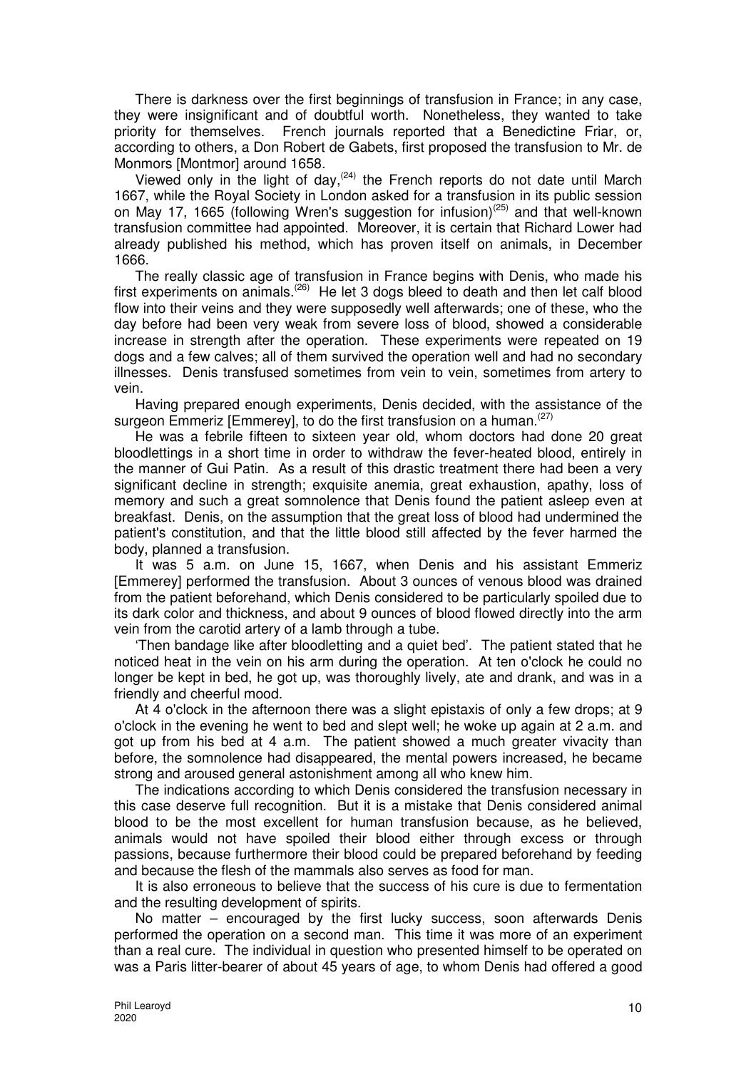There is darkness over the first beginnings of transfusion in France; in any case, they were insignificant and of doubtful worth. Nonetheless, they wanted to take priority for themselves. French journals reported that a Benedictine Friar, or, according to others, a Don Robert de Gabets, first proposed the transfusion to Mr. de Monmors [Montmor] around 1658.

Viewed only in the light of day,(24) the French reports do not date until March 1667, while the Royal Society in London asked for a transfusion in its public session on May 17, 1665 (following Wren's suggestion for infusion)(25) and that well-known transfusion committee had appointed. Moreover, it is certain that Richard Lower had already published his method, which has proven itself on animals, in December 1666.

The really classic age of transfusion in France begins with Denis, who made his first experiments on animals.(26) He let 3 dogs bleed to death and then let calf blood flow into their veins and they were supposedly well afterwards; one of these, who the day before had been very weak from severe loss of blood, showed a considerable increase in strength after the operation. These experiments were repeated on 19 dogs and a few calves; all of them survived the operation well and had no secondary illnesses. Denis transfused sometimes from vein to vein, sometimes from artery to vein.

Having prepared enough experiments, Denis decided, with the assistance of the surgeon Emmeriz [Emmerey], to do the first transfusion on a human.(27)

He was a febrile fifteen to sixteen year old, whom doctors had done 20 great bloodlettings in a short time in order to withdraw the fever-heated blood, entirely in the manner of Gui Patin. As a result of this drastic treatment there had been a very significant decline in strength; exquisite anemia, great exhaustion, apathy, loss of memory and such a great somnolence that Denis found the patient asleep even at breakfast. Denis, on the assumption that the great loss of blood had undermined the patient's constitution, and that the little blood still affected by the fever harmed the body, planned a transfusion.

It was 5 a.m. on June 15, 1667, when Denis and his assistant Emmeriz [Emmerey] performed the transfusion. About 3 ounces of venous blood was drained from the patient beforehand, which Denis considered to be particularly spoiled due to its dark color and thickness, and about 9 ounces of blood flowed directly into the arm vein from the carotid artery of a lamb through a tube.

'Then bandage like after bloodletting and a quiet bed'. The patient stated that he noticed heat in the vein on his arm during the operation. At ten o'clock he could no longer be kept in bed, he got up, was thoroughly lively, ate and drank, and was in a friendly and cheerful mood.

At 4 o'clock in the afternoon there was a slight epistaxis of only a few drops; at 9 o'clock in the evening he went to bed and slept well; he woke up again at 2 a.m. and got up from his bed at 4 a.m. The patient showed a much greater vivacity than before, the somnolence had disappeared, the mental powers increased, he became strong and aroused general astonishment among all who knew him.

The indications according to which Denis considered the transfusion necessary in this case deserve full recognition. But it is a mistake that Denis considered animal blood to be the most excellent for human transfusion because, as he believed, animals would not have spoiled their blood either through excess or through passions, because furthermore their blood could be prepared beforehand by feeding and because the flesh of the mammals also serves as food for man.

It is also erroneous to believe that the success of his cure is due to fermentation and the resulting development of spirits.

No matter – encouraged by the first lucky success, soon afterwards Denis performed the operation on a second man. This time it was more of an experiment than a real cure. The individual in question who presented himself to be operated on was a Paris litter-bearer of about 45 years of age, to whom Denis had offered a good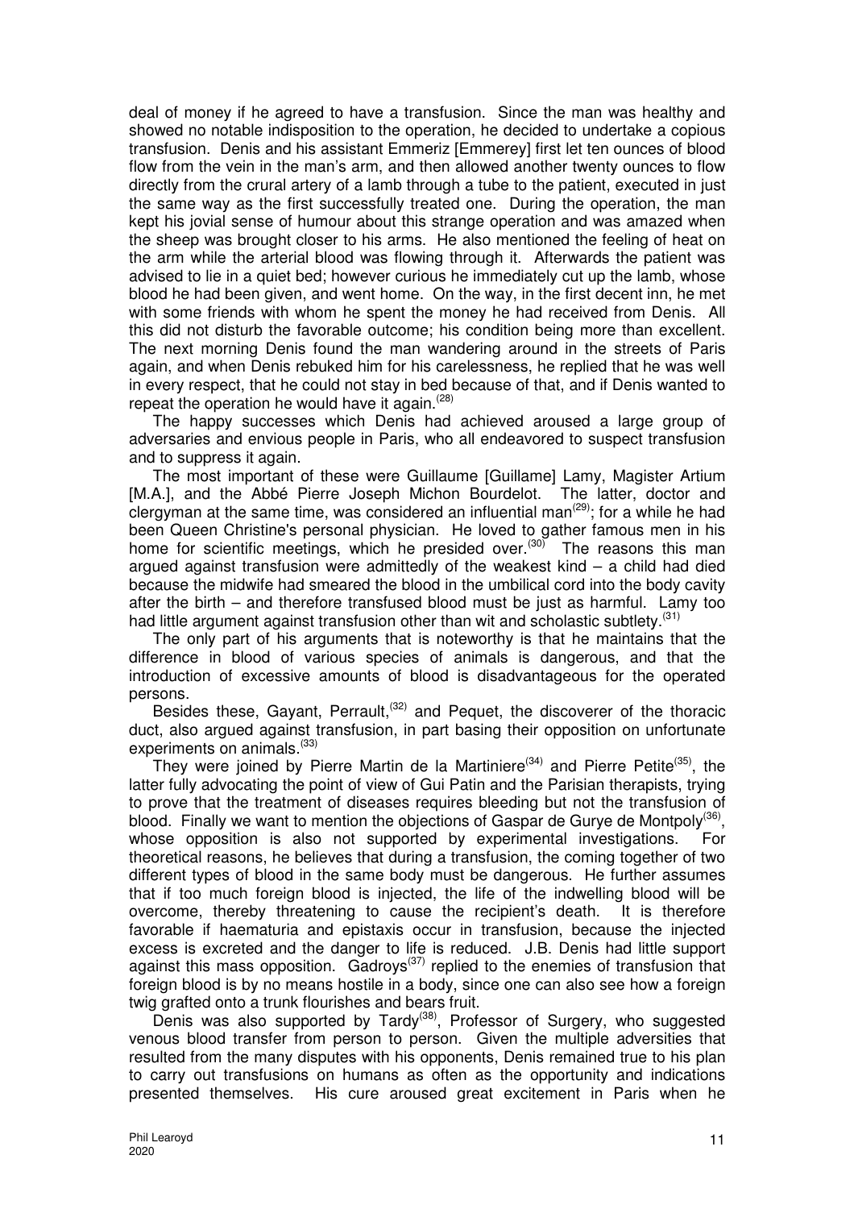deal of money if he agreed to have a transfusion. Since the man was healthy and showed no notable indisposition to the operation, he decided to undertake a copious transfusion. Denis and his assistant Emmeriz [Emmerey] first let ten ounces of blood flow from the vein in the man's arm, and then allowed another twenty ounces to flow directly from the crural artery of a lamb through a tube to the patient, executed in just the same way as the first successfully treated one. During the operation, the man kept his jovial sense of humour about this strange operation and was amazed when the sheep was brought closer to his arms. He also mentioned the feeling of heat on the arm while the arterial blood was flowing through it. Afterwards the patient was advised to lie in a quiet bed; however curious he immediately cut up the lamb, whose blood he had been given, and went home. On the way, in the first decent inn, he met with some friends with whom he spent the money he had received from Denis. All this did not disturb the favorable outcome; his condition being more than excellent. The next morning Denis found the man wandering around in the streets of Paris again, and when Denis rebuked him for his carelessness, he replied that he was well in every respect, that he could not stay in bed because of that, and if Denis wanted to repeat the operation he would have it again.[28]

The happy successes which Denis had achieved aroused a large group of adversaries and envious people in Paris, who all endeavored to suspect transfusion and to suppress it again.

The most important of these were Guillaume [Guillame] Lamy, Magister Artium [M.A.], and the Abbé Pierre Joseph Michon Bourdelot. The latter, doctor and clergyman at the same time, was considered an influential man[29]; for a while he had been Queen Christine's personal physician. He loved to gather famous men in his home for scientific meetings, which he presided over.[30] The reasons this man argued against transfusion were admittedly of the weakest kind – a child had died because the midwife had smeared the blood in the umbilical cord into the body cavity after the birth – and therefore transfused blood must be just as harmful. Lamy too had little argument against transfusion other than wit and scholastic subtlety.[31]

The only part of his arguments that is noteworthy is that he maintains that the difference in blood of various species of animals is dangerous, and that the introduction of excessive amounts of blood is disadvantageous for the operated persons.

Besides these, Gayant, Perrault,[32] and Pequet, the discoverer of the thoracic duct, also argued against transfusion, in part basing their opposition on unfortunate experiments on animals.[33]

They were joined by Pierre Martin de la Martiniere[34] and Pierre Petite[35], the latter fully advocating the point of view of Gui Patin and the Parisian therapists, trying to prove that the treatment of diseases requires bleeding but not the transfusion of blood. Finally we want to mention the objections of Gaspar de Gurye de Montpoly[36], whose opposition is also not supported by experimental investigations. For theoretical reasons, he believes that during a transfusion, the coming together of two different types of blood in the same body must be dangerous. He further assumes that if too much foreign blood is injected, the life of the indwelling blood will be overcome, thereby threatening to cause the recipient's death. It is therefore favorable if haematuria and epistaxis occur in transfusion, because the injected excess is excreted and the danger to life is reduced. J.B. Denis had little support against this mass opposition. Gadroys[37] replied to the enemies of transfusion that foreign blood is by no means hostile in a body, since one can also see how a foreign twig grafted onto a trunk flourishes and bears fruit.

Denis was also supported by Tardy[38], Professor of Surgery, who suggested venous blood transfer from person to person. Given the multiple adversities that resulted from the many disputes with his opponents, Denis remained true to his plan to carry out transfusions on humans as often as the opportunity and indications presented themselves. His cure aroused great excitement in Paris when he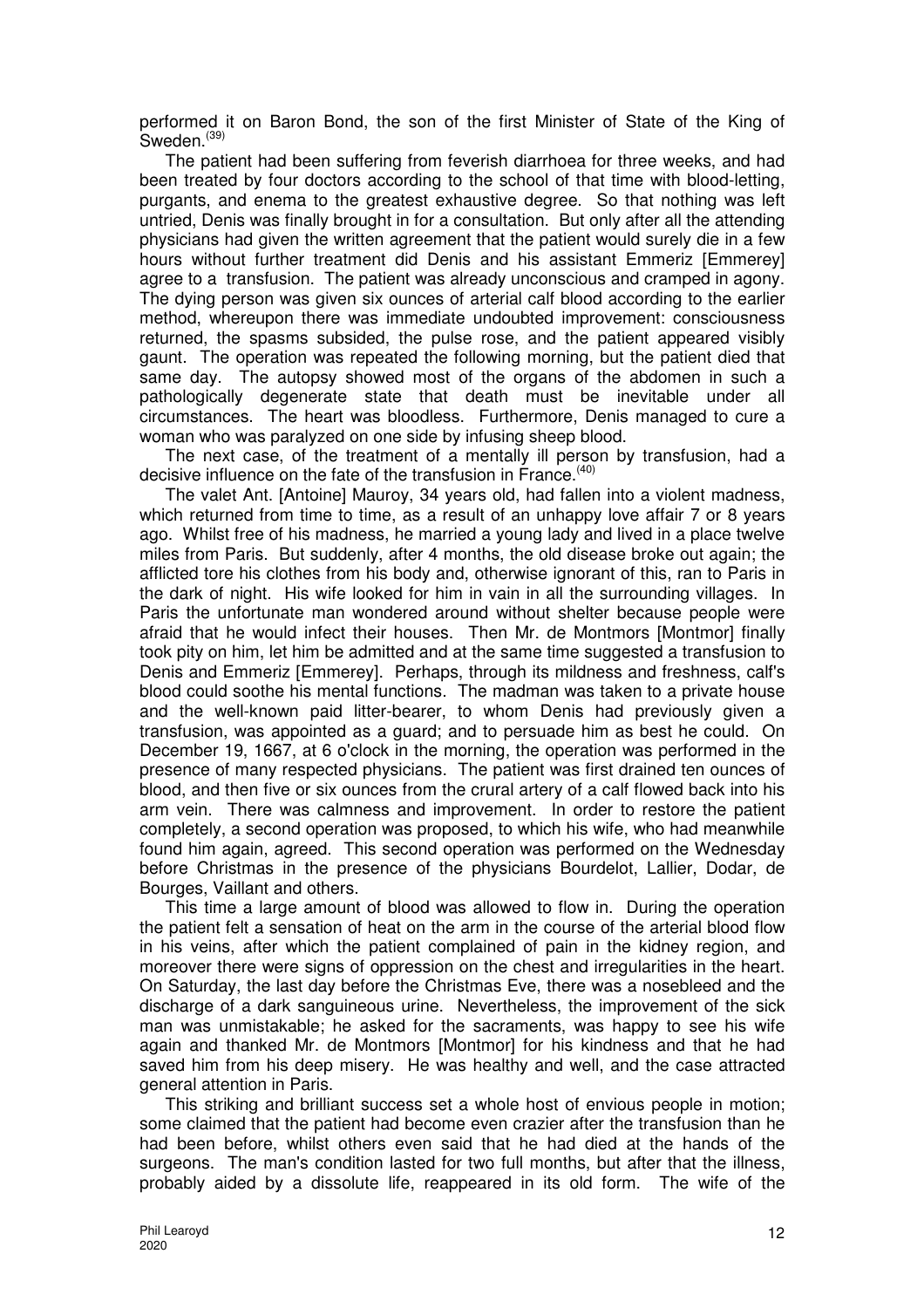performed it on Baron Bond, the son of the first Minister of State of the King of Sweden.[39]

The patient had been suffering from feverish diarrhoea for three weeks, and had been treated by four doctors according to the school of that time with blood-letting, purgants, and enema to the greatest exhaustive degree. So that nothing was left untried, Denis was finally brought in for a consultation. But only after all the attending physicians had given the written agreement that the patient would surely die in a few hours without further treatment did Denis and his assistant Emmeriz [Emmerey] agree to a transfusion. The patient was already unconscious and cramped in agony. The dying person was given six ounces of arterial calf blood according to the earlier method, whereupon there was immediate undoubted improvement: consciousness returned, the spasms subsided, the pulse rose, and the patient appeared visibly gaunt. The operation was repeated the following morning, but the patient died that same day. The autopsy showed most of the organs of the abdomen in such a pathologically degenerate state that death must be inevitable under all circumstances. The heart was bloodless. Furthermore, Denis managed to cure a woman who was paralyzed on one side by infusing sheep blood.

The next case, of the treatment of a mentally ill person by transfusion, had a decisive influence on the fate of the transfusion in France.[40]

The valet Ant. [Antoine] Mauroy, 34 years old, had fallen into a violent madness, which returned from time to time, as a result of an unhappy love affair 7 or 8 years ago. Whilst free of his madness, he married a young lady and lived in a place twelve miles from Paris. But suddenly, after 4 months, the old disease broke out again; the afflicted tore his clothes from his body and, otherwise ignorant of this, ran to Paris in the dark of night. His wife looked for him in vain in all the surrounding villages. In Paris the unfortunate man wondered around without shelter because people were afraid that he would infect their houses. Then Mr. de Montmors [Montmor] finally took pity on him, let him be admitted and at the same time suggested a transfusion to Denis and Emmeriz [Emmerey]. Perhaps, through its mildness and freshness, calf's blood could soothe his mental functions. The madman was taken to a private house and the well-known paid litter-bearer, to whom Denis had previously given a transfusion, was appointed as a guard; and to persuade him as best he could. On December 19, 1667, at 6 o'clock in the morning, the operation was performed in the presence of many respected physicians. The patient was first drained ten ounces of blood, and then five or six ounces from the crural artery of a calf flowed back into his arm vein. There was calmness and improvement. In order to restore the patient completely, a second operation was proposed, to which his wife, who had meanwhile found him again, agreed. This second operation was performed on the Wednesday before Christmas in the presence of the physicians Bourdelot, Lallier, Dodar, de Bourges, Vaillant and others.

This time a large amount of blood was allowed to flow in. During the operation the patient felt a sensation of heat on the arm in the course of the arterial blood flow in his veins, after which the patient complained of pain in the kidney region, and moreover there were signs of oppression on the chest and irregularities in the heart. On Saturday, the last day before the Christmas Eve, there was a nosebleed and the discharge of a dark sanguineous urine. Nevertheless, the improvement of the sick man was unmistakable; he asked for the sacraments, was happy to see his wife again and thanked Mr. de Montmors [Montmor] for his kindness and that he had saved him from his deep misery. He was healthy and well, and the case attracted general attention in Paris.

This striking and brilliant success set a whole host of envious people in motion; some claimed that the patient had become even crazier after the transfusion than he had been before, whilst others even said that he had died at the hands of the surgeons. The man's condition lasted for two full months, but after that the illness, probably aided by a dissolute life, reappeared in its old form. The wife of the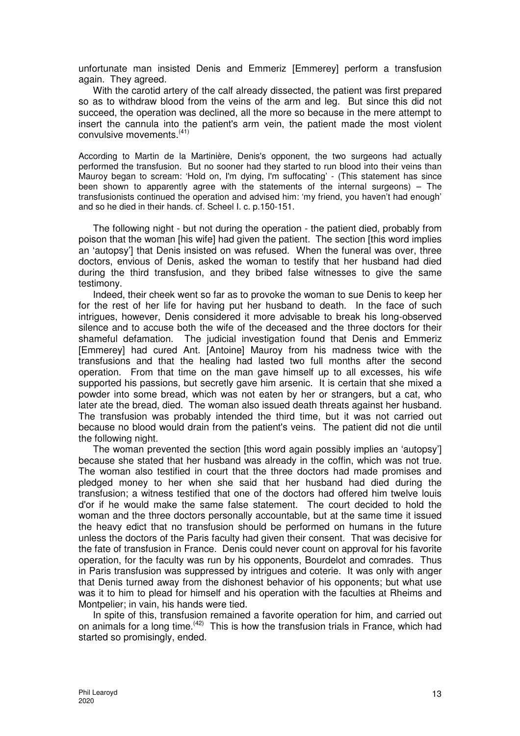unfortunate man insisted Denis and Emmeriz [Emmerey] perform a transfusion again. They agreed.

With the carotid artery of the calf already dissected, the patient was first prepared so as to withdraw blood from the veins of the arm and leg. But since this did not succeed, the operation was declined, all the more so because in the mere attempt to insert the cannula into the patient's arm vein, the patient made the most violent convulsive movements.[41]

According to Martin de la Martinière, Denis's opponent, the two surgeons had actually performed the transfusion. But no sooner had they started to run blood into their veins than Mauroy began to scream: 'Hold on, I'm dying, I'm suffocating' - (This statement has since been shown to apparently agree with the statements of the internal surgeons) – The transfusionists continued the operation and advised him: 'my friend, you haven't had enough' and so he died in their hands. cf. Scheel l. c. p.150-151.

The following night - but not during the operation - the patient died, probably from poison that the woman [his wife] had given the patient. The section [this word implies an 'autopsy'] that Denis insisted on was refused. When the funeral was over, three doctors, envious of Denis, asked the woman to testify that her husband had died during the third transfusion, and they bribed false witnesses to give the same testimony.

Indeed, their cheek went so far as to provoke the woman to sue Denis to keep her for the rest of her life for having put her husband to death. In the face of such intrigues, however, Denis considered it more advisable to break his long-observed silence and to accuse both the wife of the deceased and the three doctors for their shameful defamation. The judicial investigation found that Denis and Emmeriz [Emmerey] had cured Ant. [Antoine] Mauroy from his madness twice with the transfusions and that the healing had lasted two full months after the second operation. From that time on the man gave himself up to all excesses, his wife supported his passions, but secretly gave him arsenic. It is certain that she mixed a powder into some bread, which was not eaten by her or strangers, but a cat, who later ate the bread, died. The woman also issued death threats against her husband. The transfusion was probably intended the third time, but it was not carried out because no blood would drain from the patient's veins. The patient did not die until the following night.

The woman prevented the section [this word again possibly implies an 'autopsy'] because she stated that her husband was already in the coffin, which was not true. The woman also testified in court that the three doctors had made promises and pledged money to her when she said that her husband had died during the transfusion; a witness testified that one of the doctors had offered him twelve louis d'or if he would make the same false statement. The court decided to hold the woman and the three doctors personally accountable, but at the same time it issued the heavy edict that no transfusion should be performed on humans in the future unless the doctors of the Paris faculty had given their consent. That was decisive for the fate of transfusion in France. Denis could never count on approval for his favorite operation, for the faculty was run by his opponents, Bourdelot and comrades. Thus in Paris transfusion was suppressed by intrigues and coterie. It was only with anger that Denis turned away from the dishonest behavior of his opponents; but what use was it to him to plead for himself and his operation with the faculties at Rheims and Montpelier; in vain, his hands were tied.

In spite of this, transfusion remained a favorite operation for him, and carried out on animals for a long time.[42] This is how the transfusion trials in France, which had started so promisingly, ended.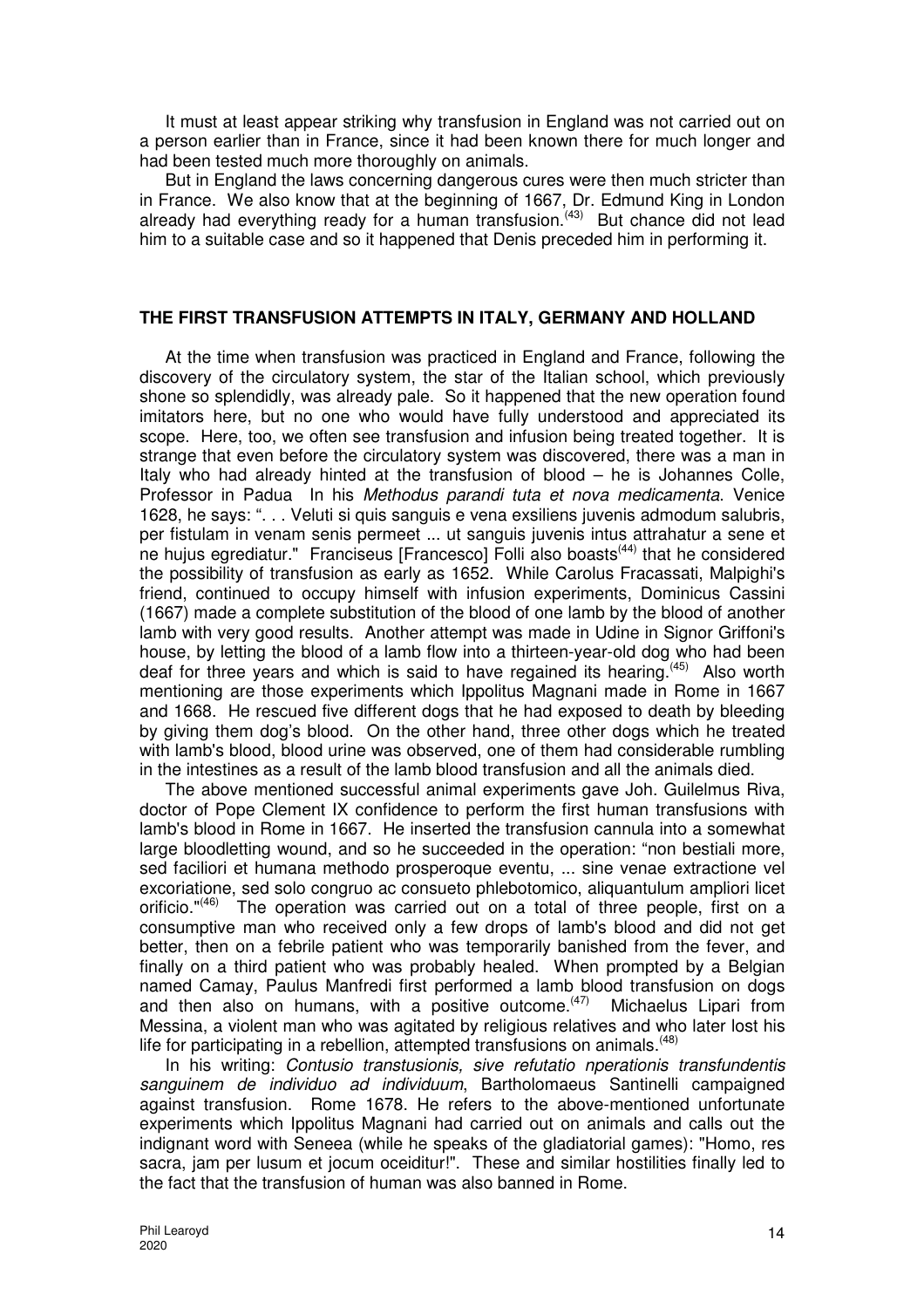It must at least appear striking why transfusion in England was not carried out on a person earlier than in France, since it had been known there for much longer and had been tested much more thoroughly on animals.

But in England the laws concerning dangerous cures were then much stricter than in France. We also know that at the beginning of 1667, Dr. Edmund King in London already had everything ready for a human transfusion.[43] But chance did not lead him to a suitable case and so it happened that Denis preceded him in performing it.

## THE FIRST TRANSFUSION ATTEMPTS IN ITALY, GERMANY AND HOLLAND

At the time when transfusion was practiced in England and France, following the discovery of the circulatory system, the star of the Italian school, which previously shone so splendidly, was already pale. So it happened that the new operation found imitators here, but no one who would have fully understood and appreciated its scope. Here, too, we often see transfusion and infusion being treated together. It is strange that even before the circulatory system was discovered, there was a man in Italy who had already hinted at the transfusion of blood – he is Johannes Colle, Professor in Padua In his *Methodus parandi tuta et nova medicamenta*. Venice 1628, he says: ". . . Veluti si quis sanguis e vena exsiliens juvenis admodum salubris, per fistulam in venam senis permeet ... ut sanguis juvenis intus attrahatur a sene et ne hujus egrediatur." Franciseus [Francesco] Folli also boasts[44] that he considered the possibility of transfusion as early as 1652. While Carolus Fracassati, Malpighi's friend, continued to occupy himself with infusion experiments, Dominicus Cassini (1667) made a complete substitution of the blood of one lamb by the blood of another lamb with very good results. Another attempt was made in Udine in Signor Griffoni's house, by letting the blood of a lamb flow into a thirteen-year-old dog who had been deaf for three years and which is said to have regained its hearing.[45] Also worth mentioning are those experiments which Ippolitus Magnani made in Rome in 1667 and 1668. He rescued five different dogs that he had exposed to death by bleeding by giving them dog's blood. On the other hand, three other dogs which he treated with lamb's blood, blood urine was observed, one of them had considerable rumbling in the intestines as a result of the lamb blood transfusion and all the animals died.

The above mentioned successful animal experiments gave Joh. Guilelmus Riva, doctor of Pope Clement IX confidence to perform the first human transfusions with lamb's blood in Rome in 1667. He inserted the transfusion cannula into a somewhat large bloodletting wound, and so he succeeded in the operation: "non bestiali more, sed faciliori et humana methodo prosperoque eventu, ... sine venae extractione vel excoriatione, sed solo congruo ac consueto phlebotomico, aliquantulum ampliori licet orificio."[46] The operation was carried out on a total of three people, first on a consumptive man who received only a few drops of lamb's blood and did not get better, then on a febrile patient who was temporarily banished from the fever, and finally on a third patient who was probably healed. When prompted by a Belgian named Camay, Paulus Manfredi first performed a lamb blood transfusion on dogs and then also on humans, with a positive outcome.[47] Michaelus Lipari from Messina, a violent man who was agitated by religious relatives and who later lost his life for participating in a rebellion, attempted transfusions on animals.[48]

In his writing: *Contusio transtusionis, sive refutatio nperationis transfundentis sanguinem de individuo ad individuum*, Bartholomaeus Santinelli campaigned against transfusion. Rome 1678. He refers to the above-mentioned unfortunate experiments which Ippolitus Magnani had carried out on animals and calls out the indignant word with Seneea (while he speaks of the gladiatorial games): "Homo, res sacra, jam per lusum et jocum oceiditur!". These and similar hostilities finally led to the fact that the transfusion of human was also banned in Rome.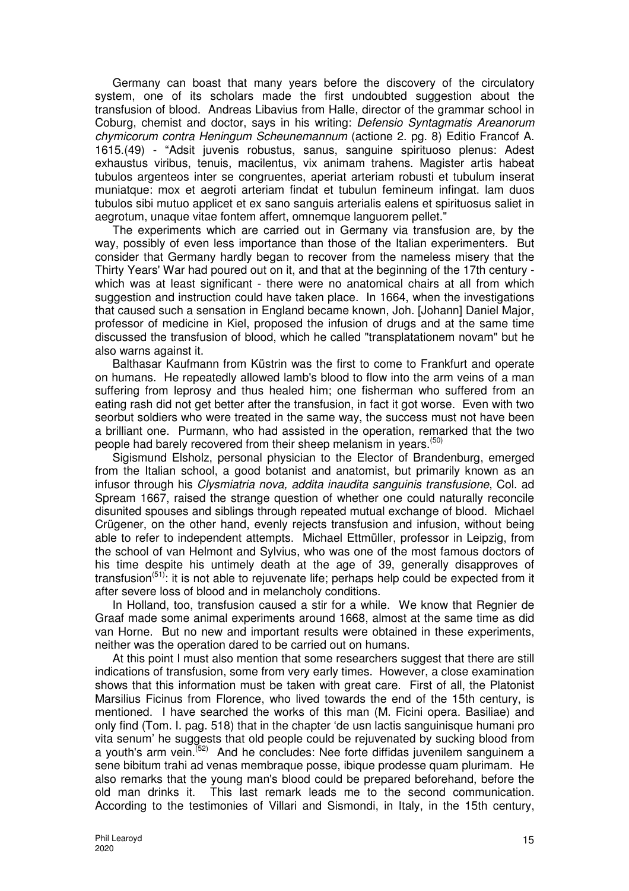Germany can boast that many years before the discovery of the circulatory system, one of its scholars made the first undoubted suggestion about the transfusion of blood. Andreas Libavius from Halle, director of the grammar school in Coburg, chemist and doctor, says in his writing: *Defensio Syntagmatis Areanorum chymicorum contra Heningum Scheunemannum* (actione 2. pg. 8) Editio Francof A. 1615.(49) - "Adsit juvenis robustus, sanus, sanguine spirituoso plenus: Adest exhaustus viribus, tenuis, macilentus, vix animam trahens. Magister artis habeat tubulos argenteos inter se congruentes, aperiat arteriam robusti et tubulum inserat muniatque: mox et aegroti arteriam findat et tubulun femineum infingat. lam duos tubulos sibi mutuo applicet et ex sano sanguis arterialis ealens et spirituosus saliet in aegrotum, unaque vitae fontem affert, omnemque languorem pellet."

The experiments which are carried out in Germany via transfusion are, by the way, possibly of even less importance than those of the Italian experimenters. But consider that Germany hardly began to recover from the nameless misery that the Thirty Years' War had poured out on it, and that at the beginning of the 17th century - which was at least significant - there were no anatomical chairs at all from which suggestion and instruction could have taken place. In 1664, when the investigations that caused such a sensation in England became known, Joh. [Johann] Daniel Major, professor of medicine in Kiel, proposed the infusion of drugs and at the same time discussed the transfusion of blood, which he called "transplatationem novam" but he also warns against it.

Balthasar Kaufmann from Küstrin was the first to come to Frankfurt and operate on humans. He repeatedly allowed lamb's blood to flow into the arm veins of a man suffering from leprosy and thus healed him; one fisherman who suffered from an eating rash did not get better after the transfusion, in fact it got worse. Even with two seorbut soldiers who were treated in the same way, the success must not have been a brilliant one. Purmann, who had assisted in the operation, remarked that the two people had barely recovered from their sheep melanism in years.[50]

Sigismund Elsholz, personal physician to the Elector of Brandenburg, emerged from the Italian school, a good botanist and anatomist, but primarily known as an infusor through his *Clysmiatria nova, addita inaudita sanguinis transfusione*, Col. ad Spream 1667, raised the strange question of whether one could naturally reconcile disunited spouses and siblings through repeated mutual exchange of blood. Michael Crügener, on the other hand, evenly rejects transfusion and infusion, without being able to refer to independent attempts. Michael Ettmüller, professor in Leipzig, from the school of van Helmont and Sylvius, who was one of the most famous doctors of his time despite his untimely death at the age of 39, generally disapproves of transfusion[51]: it is not able to rejuvenate life; perhaps help could be expected from it after severe loss of blood and in melancholy conditions.

In Holland, too, transfusion caused a stir for a while. We know that Regnier de Graaf made some animal experiments around 1668, almost at the same time as did van Horne. But no new and important results were obtained in these experiments, neither was the operation dared to be carried out on humans.

At this point I must also mention that some researchers suggest that there are still indications of transfusion, some from very early times. However, a close examination shows that this information must be taken with great care. First of all, the Platonist Marsilius Ficinus from Florence, who lived towards the end of the 15th century, is mentioned. I have searched the works of this man (M. Ficini opera. Basiliae) and only find (Tom. I. pag. 518) that in the chapter 'de usn lactis sanguinisque humani pro vita senum' he suggests that old people could be rejuvenated by sucking blood from a youth's arm vein.[52] And he concludes: Nee forte diffidas juvenilem sanguinem a sene bibitum trahi ad venas membraque posse, ibique prodesse quam plurimam. He also remarks that the young man's blood could be prepared beforehand, before the old man drinks it. This last remark leads me to the second communication. According to the testimonies of Villari and Sismondi, in Italy, in the 15th century,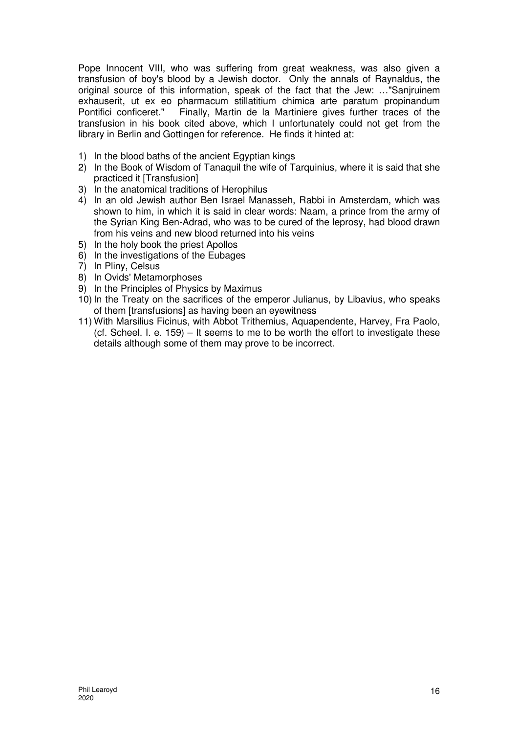Pope Innocent VIII, who was suffering from great weakness, was also given a transfusion of boy's blood by a Jewish doctor. Only the annals of Raynaldus, the original source of this information, speak of the fact that the Jew: …"Sanjruinem exhauserit, ut ex eo pharmacum stillatitium chimica arte paratum propinandum Pontifici conficeret." Finally, Martin de la Martiniere gives further traces of the transfusion in his book cited above, which I unfortunately could not get from the library in Berlin and Gottingen for reference. He finds it hinted at:

1) In the blood baths of the ancient Egyptian kings
2) In the Book of Wisdom of Tanaquil the wife of Tarquinius, where it is said that she practiced it [Transfusion]
3) In the anatomical traditions of Herophilus
4) In an old Jewish author Ben Israel Manasseh, Rabbi in Amsterdam, which was shown to him, in which it is said in clear words: Naam, a prince from the army of the Syrian King Ben-Adrad, who was to be cured of the leprosy, had blood drawn from his veins and new blood returned into his veins
5) In the holy book the priest Apollos
6) In the investigations of the Eubages
7) In Pliny, Celsus
8) In Ovids' Metamorphoses
9) In the Principles of Physics by Maximus
10) In the Treaty on the sacrifices of the emperor Julianus, by Libavius, who speaks of them [transfusions] as having been an eyewitness
11) With Marsilius Ficinus, with Abbot Trithemius, Aquapendente, Harvey, Fra Paolo, (cf. Scheel. I. e. 159) – It seems to me to be worth the effort to investigate these details although some of them may prove to be incorrect.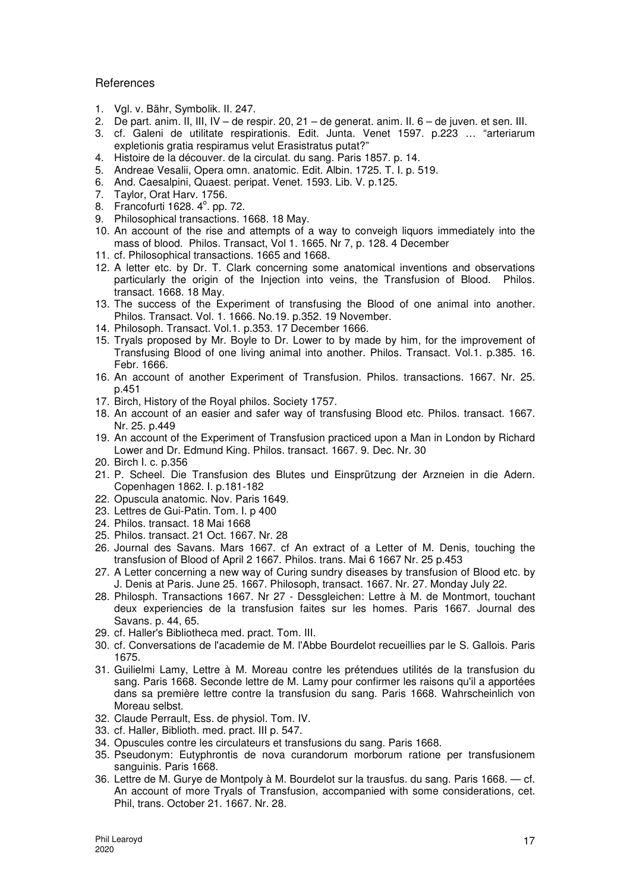# References

1. Vgl. v. Bähr, Symbolik. II. 247.
2. De part. anim. II, III, IV – de respir. 20, 21 – de generat. anim. II. 6 – de juven. et sen. III.
3. cf. Galeni de utilitate respirationis. Edit. Junta. Venet 1597. p.223 … "arteriarum expletionis gratia respiramus velut Erasistratus putat?"
4. Histoire de la découver. de la circulat. du sang. Paris 1857. p. 14.
5. Andreae Vesalii, Opera omn. anatomic. Edit. Albin. 1725. T. I. p. 519.
6. And. Caesalpini, Quaest. peripat. Venet. 1593. Lib. V. p.125.
7. Taylor, Orat Harv. 1756.
8. Francofurti 1628. 4°. pp. 72.
9. Philosophical transactions. 1668. 18 May.
10. An account of the rise and attempts of a way to conveigh liquors immediately into the mass of blood. Philos. Transact, Vol 1. 1665. Nr 7, p. 128. 4 December
11. cf. Philosophical transactions. 1665 and 1668.
12. A letter etc. by Dr. T. Clark concerning some anatomical inventions and observations particularly the origin of the Injection into veins, the Transfusion of Blood. Philos. transact. 1668. 18 May.
13. The success of the Experiment of transfusing the Blood of one animal into another. Philos. Transact. Vol. 1. 1666. No.19. p.352. 19 November.
14. Philosoph. Transact. Vol.1. p.353. 17 December 1666.
15. Tryals proposed by Mr. Boyle to Dr. Lower to by made by him, for the improvement of Transfusing Blood of one living animal into another. Philos. Transact. Vol.1. p.385. 16. Febr. 1666.
16. An account of another Experiment of Transfusion. Philos. transactions. 1667. Nr. 25. p.451
17. Birch, History of the Royal philos. Society 1757.
18. An account of an easier and safer way of transfusing Blood etc. Philos. transact. 1667. Nr. 25. p.449
19. An account of the Experiment of Transfusion practiced upon a Man in London by Richard Lower and Dr. Edmund King. Philos. transact. 1667. 9. Dec. Nr. 30
20. Birch I. c. p.356
21. P. Scheel. Die Transfusion des Blutes und Einsprützung der Arzneien in die Adern. Copenhagen 1862. I. p.181-182
22. Opuscula anatomic. Nov. Paris 1649.
23. Lettres de Gui-Patin. Tom. I. p 400
24. Philos. transact. 18 Mai 1668
25. Philos. transact. 21 Oct. 1667. Nr. 28
26. Journal des Savans. Mars 1667. cf An extract of a Letter of M. Denis, touching the transfusion of Blood of April 2 1667. Philos. trans. Mai 6 1667 Nr. 25 p.453
27. A Letter concerning a new way of Curing sundry diseases by transfusion of Blood etc. by J. Denis at Paris. June 25. 1667. Philosoph, transact. 1667. Nr. 27. Monday July 22.
28. Philosph. Transactions 1667. Nr 27 - Dessgleichen: Lettre à M. de Montmort, touchant deux experiencies de la transfusion faites sur les homes. Paris 1667. Journal des Savans. p. 44, 65.
29. cf. Haller's Bibliotheca med. pract. Tom. III.
30. cf. Conversations de l'academie de M. l'Abbe Bourdelot recueillies par le S. Gallois. Paris 1675.
31. Guilielmi Lamy, Lettre à M. Moreau contre les prétendues utilités de la transfusion du sang. Paris 1668. Seconde lettre de M. Lamy pour confirmer les raisons qu'il a apportées dans sa première lettre contre la transfusion du sang. Paris 1668. Wahrscheinlich von Moreau selbst.
32. Claude Perrault, Ess. de physiol. Tom. IV.
33. cf. Haller, Biblioth. med. pract. III p. 547.
34. Opuscules contre les circulateurs et transfusions du sang. Paris 1668.
35. Pseudonym: Eutyphrontis de nova curandorum morborum ratione per transfusionem sanguinis. Paris 1668.
36. Lettre de M. Gurye de Montpoly à M. Bourdelot sur la trausfus. du sang. Paris 1668. — cf. An account of more Tryals of Transfusion, accompanied with some considerations, cet. Phil, trans. October 21. 1667. Nr. 28.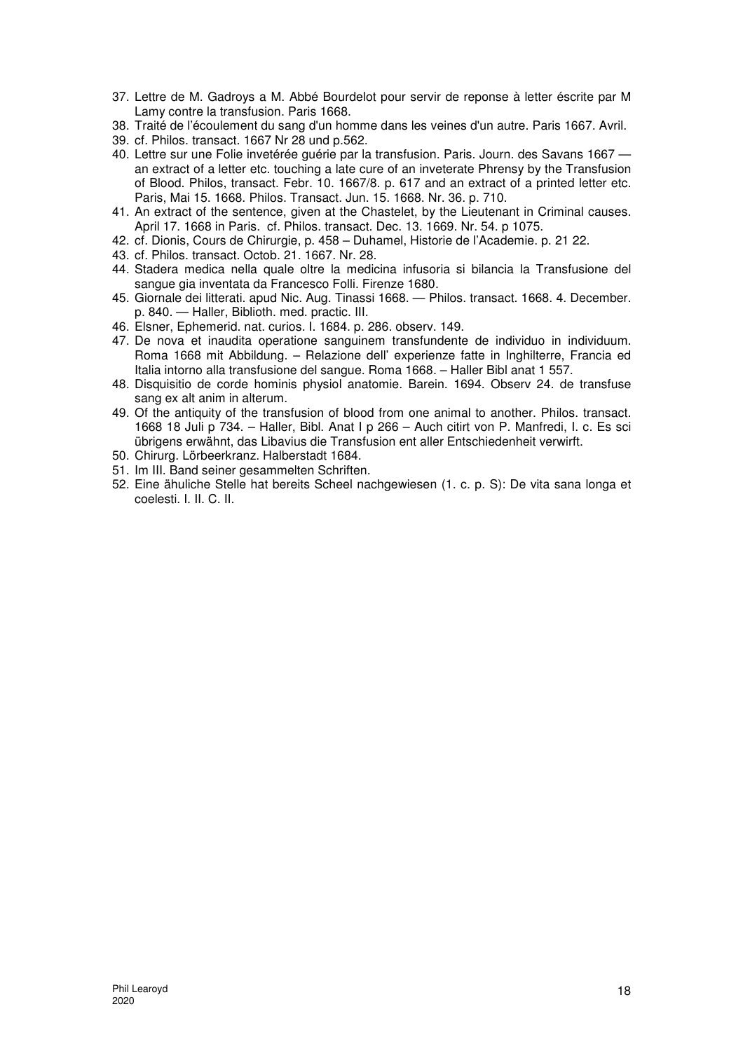37. Lettre de M. Gadroys a M. Abbé Bourdelot pour servir de reponse à letter éscrite par M Lamy contre la transfusion. Paris 1668.
38. Traité de l'écoulement du sang d'un homme dans les veines d'un autre. Paris 1667. Avril.
39. cf. Philos. transact. 1667 Nr 28 und p.562.
40. Lettre sur une Folie invetérée guérie par la transfusion. Paris. Journ. des Savans 1667 — an extract of a letter etc. touching a late cure of an inveterate Phrensy by the Transfusion of Blood. Philos, transact. Febr. 10. 1667/8. p. 617 and an extract of a printed letter etc. Paris, Mai 15. 1668. Philos. Transact. Jun. 15. 1668. Nr. 36. p. 710.
41. An extract of the sentence, given at the Chastelet, by the Lieutenant in Criminal causes. April 17. 1668 in Paris. cf. Philos. transact. Dec. 13. 1669. Nr. 54. p 1075.
42. cf. Dionis, Cours de Chirurgie, p. 458 – Duhamel, Historie de l'Academie. p. 21 22.
43. cf. Philos. transact. Octob. 21. 1667. Nr. 28.
44. Stadera medica nella quale oltre la medicina infusoria si bilancia la Transfusione del sangue gia inventata da Francesco Folli. Firenze 1680.
45. Giornale dei litterati. apud Nic. Aug. Tinassi 1668. — Philos. transact. 1668. 4. December. p. 840. — Haller, Biblioth. med. practic. III.
46. Elsner, Ephemerid. nat. curios. I. 1684. p. 286. observ. 149.
47. De nova et inaudita operatione sanguinem transfundente de individuo in individuum. Roma 1668 mit Abbildung. – Relazione dell' experienze fatte in Inghilterre, Francia ed Italia intorno alla transfusione del sangue. Roma 1668. – Haller Bibl anat 1 557.
48. Disquisitio de corde hominis physiol anatomie. Barein. 1694. Observ 24. de transfuse sang ex alt anim in alterum.
49. Of the antiquity of the transfusion of blood from one animal to another. Philos. transact. 1668 18 Juli p 734. – Haller, Bibl. Anat I p 266 – Auch citirt von P. Manfredi, I. c. Es sci übrigens erwähnt, das Libavius die Transfusion ent aller Entschiedenheit verwirft.
50. Chirurg. Lörbeerkranz. Halberstadt 1684.
51. Im III. Band seiner gesammelten Schriften.
52. Eine ähuliche Stelle hat bereits Scheel nachgewiesen (1. c. p. S): De vita sana longa et coelesti. I. II. C. II.